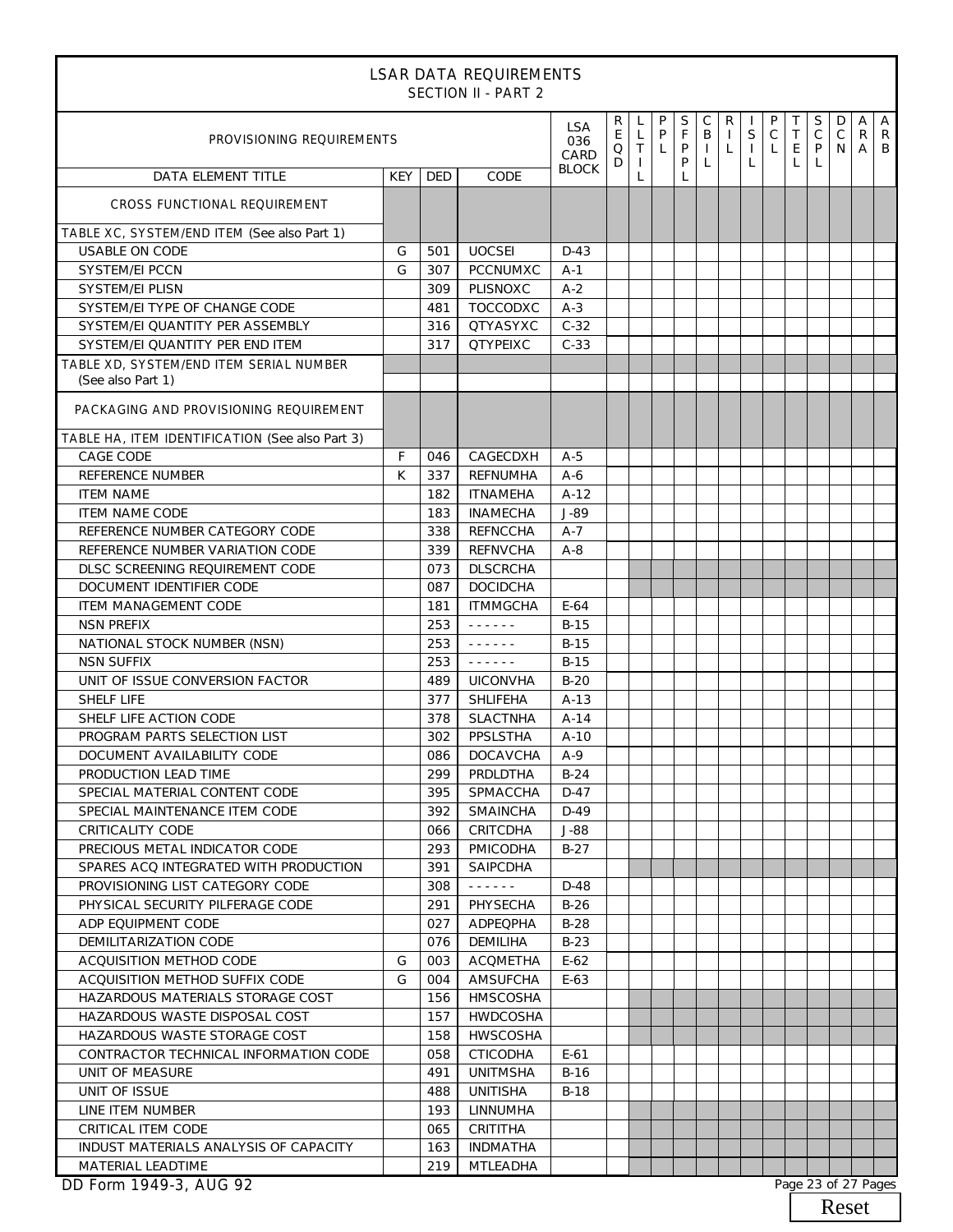# LSAR DATA REQUIREMENTS

## SECTION II - PART 2

| PROVISIONING REQUIREMENTS | | | | LSA 036 CARD BLOCK | REQD | LLTIL | PPL | SFPPL | CBIL | RIL | ISIL | PCL | TTEL | SCPL | DCN | ARA | ARB |
|---|---|---|---|---|---|---|---|---|---|---|---|---|---|---|---|---|---|
| DATA ELEMENT TITLE | KEY | DED | CODE | | | | | | | | | | | | | | |
| CROSS FUNCTIONAL REQUIREMENT | | | | | | | | | | | | | | | | | |
| TABLE XC, SYSTEM/END ITEM (See also Part 1) | | | | | | | | | | | | | | | | | |
| USABLE ON CODE | G | 501 | UOCSEI | D-43 | | | | | | | | | | | | | |
| SYSTEM/EI PCCN | G | 307 | PCCNUMXC | A-1 | | | | | | | | | | | | | |
| SYSTEM/EI PLISN | | 309 | PLISNOXC | A-2 | | | | | | | | | | | | | |
| SYSTEM/EI TYPE OF CHANGE CODE | | 481 | TOCCODXC | A-3 | | | | | | | | | | | | | |
| SYSTEM/EI QUANTITY PER ASSEMBLY | | 316 | QTYASYXC | C-32 | | | | | | | | | | | | | |
| SYSTEM/EI QUANTITY PER END ITEM | | 317 | QTYPEIXC | C-33 | | | | | | | | | | | | | |
| TABLE XD, SYSTEM/END ITEM SERIAL NUMBER (See also Part 1) | | | | | | | | | | | | | | | | | |
| PACKAGING AND PROVISIONING REQUIREMENT | | | | | | | | | | | | | | | | | |
| TABLE HA, ITEM IDENTIFICATION (See also Part 3) | | | | | | | | | | | | | | | | | |
| CAGE CODE | F | 046 | CAGECDXH | A-5 | | | | | | | | | | | | | |
| REFERENCE NUMBER | K | 337 | REFNUMHA | A-6 | | | | | | | | | | | | | |
| ITEM NAME | | 182 | ITNAMEHA | A-12 | | | | | | | | | | | | | |
| ITEM NAME CODE | | 183 | INAMECHA | J-89 | | | | | | | | | | | | | |
| REFERENCE NUMBER CATEGORY CODE | | 338 | REFNCCHA | A-7 | | | | | | | | | | | | | |
| REFERENCE NUMBER VARIATION CODE | | 339 | REFNVCHA | A-8 | | | | | | | | | | | | | |
| DLSC SCREENING REQUIREMENT CODE | | 073 | DLSCRCHA | | | | | | | | | | | | | | |
| DOCUMENT IDENTIFIER CODE | | 087 | DOCIDCHA | | | | | | | | | | | | | | |
| ITEM MANAGEMENT CODE | | 181 | ITMMGCHA | E-64 | | | | | | | | | | | | | |
| NSN PREFIX | | 253 | ------ | B-15 | | | | | | | | | | | | | |
| NATIONAL STOCK NUMBER (NSN) | | 253 | ------ | B-15 | | | | | | | | | | | | | |
| NSN SUFFIX | | 253 | ------ | B-15 | | | | | | | | | | | | | |
| UNIT OF ISSUE CONVERSION FACTOR | | 489 | UICONVHA | B-20 | | | | | | | | | | | | | |
| SHELF LIFE | | 377 | SHLIFEHA | A-13 | | | | | | | | | | | | | |
| SHELF LIFE ACTION CODE | | 378 | SLACTNHA | A-14 | | | | | | | | | | | | | |
| PROGRAM PARTS SELECTION LIST | | 302 | PPSLSTHA | A-10 | | | | | | | | | | | | | |
| DOCUMENT AVAILABILITY CODE | | 086 | DOCAVCHA | A-9 | | | | | | | | | | | | | |
| PRODUCTION LEAD TIME | | 299 | PRDLDTHA | B-24 | | | | | | | | | | | | | |
| SPECIAL MATERIAL CONTENT CODE | | 395 | SPMACCHA | D-47 | | | | | | | | | | | | | |
| SPECIAL MAINTENANCE ITEM CODE | | 392 | SMAINCHA | D-49 | | | | | | | | | | | | | |
| CRITICALITY CODE | | 066 | CRITCDHA | J-88 | | | | | | | | | | | | | |
| PRECIOUS METAL INDICATOR CODE | | 293 | PMICODHA | B-27 | | | | | | | | | | | | | |
| SPARES ACQ INTEGRATED WITH PRODUCTION | | 391 | SAIPCDHA | | | | | | | | | | | | | | |
| PROVISIONING LIST CATEGORY CODE | | 308 | ------ | D-48 | | | | | | | | | | | | | |
| PHYSICAL SECURITY PILFERAGE CODE | | 291 | PHYSECHA | B-26 | | | | | | | | | | | | | |
| ADP EQUIPMENT CODE | | 027 | ADPEQPHA | B-28 | | | | | | | | | | | | | |
| DEMILITARIZATION CODE | | 076 | DEMILIHA | B-23 | | | | | | | | | | | | | |
| ACQUISITION METHOD CODE | G | 003 | ACQMETHA | E-62 | | | | | | | | | | | | | |
| ACQUISITION METHOD SUFFIX CODE | G | 004 | AMSUFCHA | E-63 | | | | | | | | | | | | | |
| HAZARDOUS MATERIALS STORAGE COST | | 156 | HMSCOSHA | | | | | | | | | | | | | | |
| HAZARDOUS WASTE DISPOSAL COST | | 157 | HWDCOSHA | | | | | | | | | | | | | | |
| HAZARDOUS WASTE STORAGE COST | | 158 | HWSCOSHA | | | | | | | | | | | | | | |
| CONTRACTOR TECHNICAL INFORMATION CODE | | 058 | CTICODHA | E-61 | | | | | | | | | | | | | |
| UNIT OF MEASURE | | 491 | UNITMSHA | B-16 | | | | | | | | | | | | | |
| UNIT OF ISSUE | | 488 | UNITISHA | B-18 | | | | | | | | | | | | | |
| LINE ITEM NUMBER | | 193 | LINNUMHA | | | | | | | | | | | | | | |
| CRITICAL ITEM CODE | | 065 | CRITITHA | | | | | | | | | | | | | | |
| INDUST MATERIALS ANALYSIS OF CAPACITY | | 163 | INDMATHA | | | | | | | | | | | | | | |
| MATERIAL LEADTIME | | 219 | MTLEADHA | | | | | | | | | | | | | | |

DD Form 1949-3, AUG 92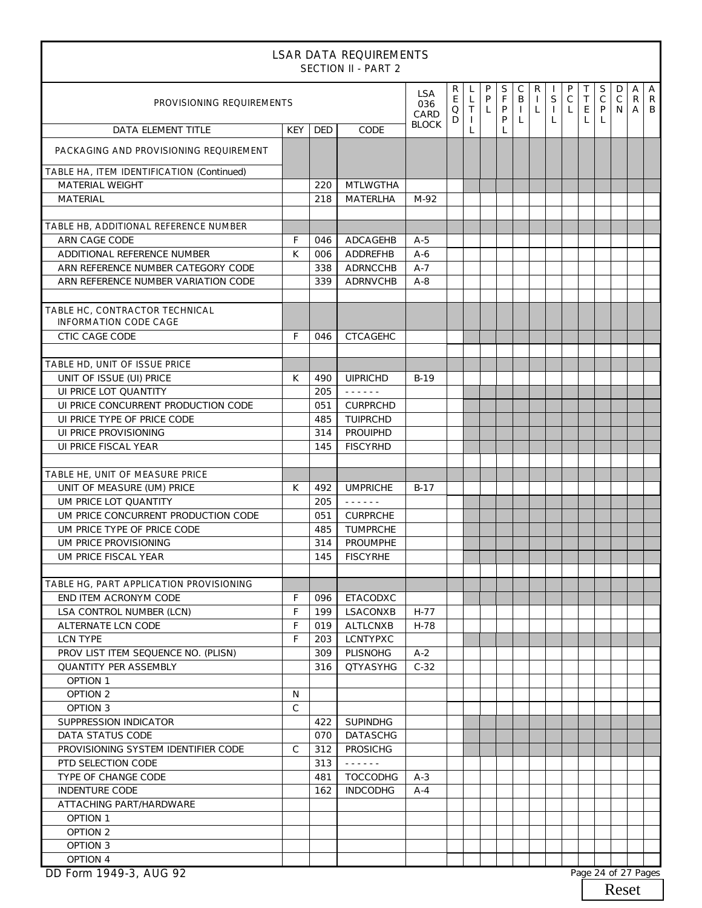# LSAR DATA REQUIREMENTS

## SECTION II - PART 2

| PROVISIONING REQUIREMENTS | | | | LSA 036 CARD BLOCK | REQD | LLTIL | PPL | SFPPL | CBIL | RIL | ISIL | PCL | TTEL | SCPL | DCN | ARA | ARB |
|---|---|---|---|---|---|---|---|---|---|---|---|---|---|---|---|---|---|
| DATA ELEMENT TITLE | KEY | DED | CODE | | | | | | | | | | | | | | |
| PACKAGING AND PROVISIONING REQUIREMENT | | | | | | | | | | | | | | | | | |
| TABLE HA, ITEM IDENTIFICATION (Continued) | | | | | | | | | | | | | | | | | |
| MATERIAL WEIGHT | | 220 | MTLWGTHA | | | | | | | | | | | | | | |
| MATERIAL | | 218 | MATERLHA | M-92 | | | | | | | | | | | | | |
| | | | | | | | | | | | | | | | | | |
| TABLE HB, ADDITIONAL REFERENCE NUMBER | | | | | | | | | | | | | | | | | |
| ARN CAGE CODE | F | 046 | ADCAGEHB | A-5 | | | | | | | | | | | | | |
| ADDITIONAL REFERENCE NUMBER | K | 006 | ADDREFHB | A-6 | | | | | | | | | | | | | |
| ARN REFERENCE NUMBER CATEGORY CODE | | 338 | ADRNCCHB | A-7 | | | | | | | | | | | | | |
| ARN REFERENCE NUMBER VARIATION CODE | | 339 | ADRNVCHB | A-8 | | | | | | | | | | | | | |
| | | | | | | | | | | | | | | | | | |
| TABLE HC, CONTRACTOR TECHNICAL INFORMATION CODE CAGE | | | | | | | | | | | | | | | | | |
| CTIC CAGE CODE | F | 046 | CTCAGEHC | | | | | | | | | | | | | | |
| | | | | | | | | | | | | | | | | | |
| TABLE HD, UNIT OF ISSUE PRICE | | | | | | | | | | | | | | | | | |
| UNIT OF ISSUE (UI) PRICE | K | 490 | UIPRICHD | B-19 | | | | | | | | | | | | | |
| UI PRICE LOT QUANTITY | | 205 | - - - - - - | | | | | | | | | | | | | | |
| UI PRICE CONCURRENT PRODUCTION CODE | | 051 | CURPRCHD | | | | | | | | | | | | | | |
| UI PRICE TYPE OF PRICE CODE | | 485 | TUIPRCHD | | | | | | | | | | | | | | |
| UI PRICE PROVISIONING | | 314 | PROUIPHD | | | | | | | | | | | | | | |
| UI PRICE FISCAL YEAR | | 145 | FISCYRHD | | | | | | | | | | | | | | |
| | | | | | | | | | | | | | | | | | |
| TABLE HE, UNIT OF MEASURE PRICE | | | | | | | | | | | | | | | | | |
| UNIT OF MEASURE (UM) PRICE | K | 492 | UMPRICHE | B-17 | | | | | | | | | | | | | |
| UM PRICE LOT QUANTITY | | 205 | - - - - - - | | | | | | | | | | | | | | |
| UM PRICE CONCURRENT PRODUCTION CODE | | 051 | CURPRCHE | | | | | | | | | | | | | | |
| UM PRICE TYPE OF PRICE CODE | | 485 | TUMPRCHE | | | | | | | | | | | | | | |
| UM PRICE PROVISIONING | | 314 | PROUMPHE | | | | | | | | | | | | | | |
| UM PRICE FISCAL YEAR | | 145 | FISCYRHE | | | | | | | | | | | | | | |
| | | | | | | | | | | | | | | | | | |
| TABLE HG, PART APPLICATION PROVISIONING | | | | | | | | | | | | | | | | | |
| END ITEM ACRONYM CODE | F | 096 | ETACODXC | | | | | | | | | | | | | | |
| LSA CONTROL NUMBER (LCN) | F | 199 | LSACONXB | H-77 | | | | | | | | | | | | | |
| ALTERNATE LCN CODE | F | 019 | ALTLCNXB | H-78 | | | | | | | | | | | | | |
| LCN TYPE | F | 203 | LCNTYPXC | | | | | | | | | | | | | | |
| PROV LIST ITEM SEQUENCE NO. (PLISN) | | 309 | PLISNOHG | A-2 | | | | | | | | | | | | | |
| QUANTITY PER ASSEMBLY | | 316 | QTYASYHG | C-32 | | | | | | | | | | | | | |
| OPTION 1 | | | | | | | | | | | | | | | | | |
| OPTION 2 | N | | | | | | | | | | | | | | | | |
| OPTION 3 | C | | | | | | | | | | | | | | | | |
| SUPPRESSION INDICATOR | | 422 | SUPINDHG | | | | | | | | | | | | | | |
| DATA STATUS CODE | | 070 | DATASCHG | | | | | | | | | | | | | | |
| PROVISIONING SYSTEM IDENTIFIER CODE | C | 312 | PROSICHG | | | | | | | | | | | | | | |
| PTD SELECTION CODE | | 313 | - - - - - - | | | | | | | | | | | | | | |
| TYPE OF CHANGE CODE | | 481 | TOCCODHG | A-3 | | | | | | | | | | | | | |
| INDENTURE CODE | | 162 | INDCODHG | A-4 | | | | | | | | | | | | | |
| ATTACHING PART/HARDWARE | | | | | | | | | | | | | | | | | |
| OPTION 1 | | | | | | | | | | | | | | | | | |
| OPTION 2 | | | | | | | | | | | | | | | | | |
| OPTION 3 | | | | | | | | | | | | | | | | | |
| OPTION 4 | | | | | | | | | | | | | | | | | |

DD Form 1949-3, AUG 92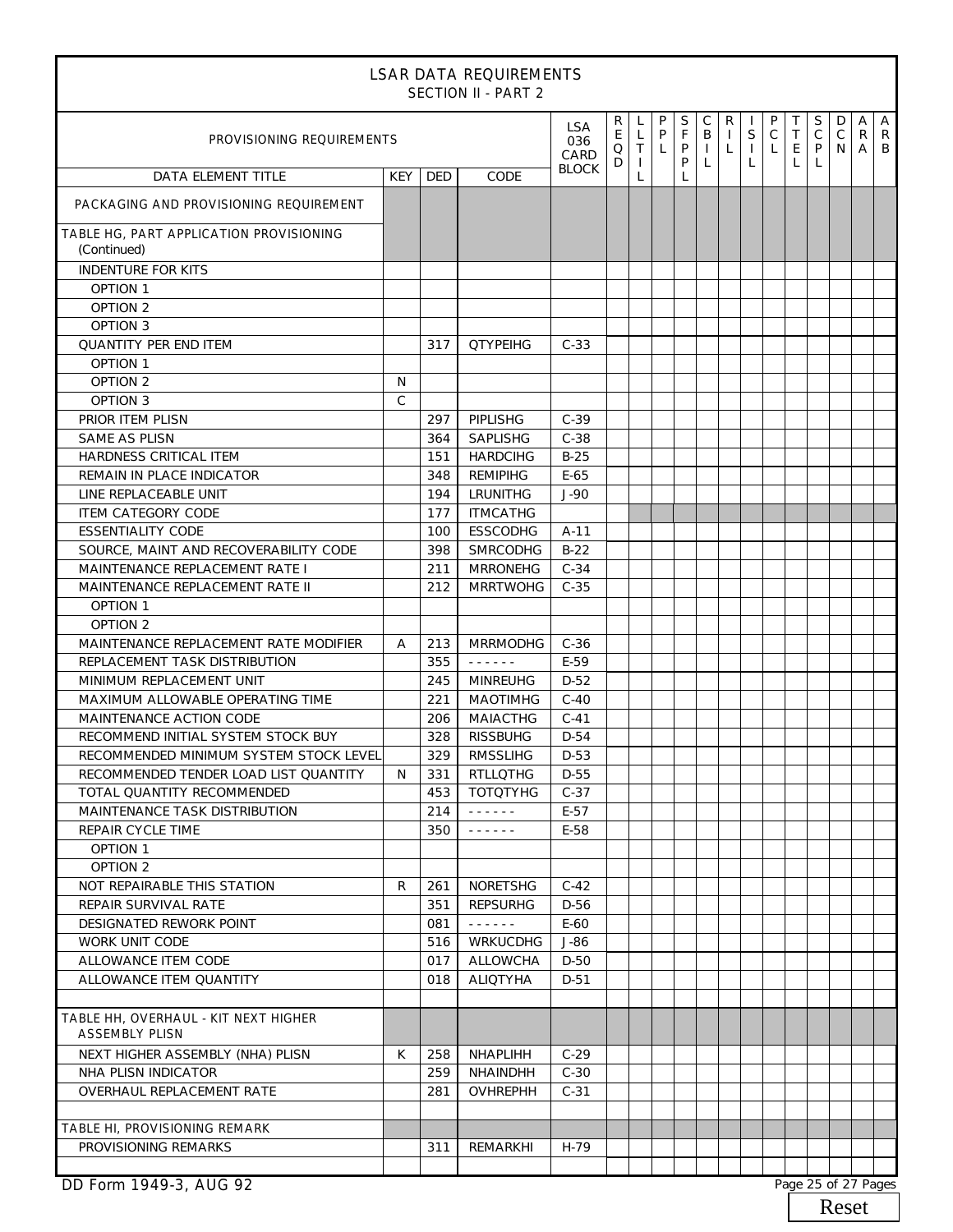# LSAR DATA REQUIREMENTS

## SECTION II - PART 2

| PROVISIONING REQUIREMENTS | | | | LSA 036 CARD BLOCK | REQD | LLTIL | PPL | SFPPL | CBIL | RIL | ISIL | PCL | TTEL | SCPL | DCN | ARA | ARB |
|---|---|---|---|---|---|---|---|---|---|---|---|---|---|---|---|---|---|
| DATA ELEMENT TITLE | KEY | DED | CODE | | | | | | | | | | | | | | |
| PACKAGING AND PROVISIONING REQUIREMENT | | | | | | | | | | | | | | | | | |
| TABLE HG, PART APPLICATION PROVISIONING (Continued) | | | | | | | | | | | | | | | | | |
| INDENTURE FOR KITS | | | | | | | | | | | | | | | | | |
| OPTION 1 | | | | | | | | | | | | | | | | | |
| OPTION 2 | | | | | | | | | | | | | | | | | |
| OPTION 3 | | | | | | | | | | | | | | | | | |
| QUANTITY PER END ITEM | | 317 | QTYPEIHG | C-33 | | | | | | | | | | | | | |
| OPTION 1 | | | | | | | | | | | | | | | | | |
| OPTION 2 | N | | | | | | | | | | | | | | | | |
| OPTION 3 | C | | | | | | | | | | | | | | | | |
| PRIOR ITEM PLISN | | 297 | PIPLISHG | C-39 | | | | | | | | | | | | | |
| SAME AS PLISN | | 364 | SAPLISHG | C-38 | | | | | | | | | | | | | |
| HARDNESS CRITICAL ITEM | | 151 | HARDCIHG | B-25 | | | | | | | | | | | | | |
| REMAIN IN PLACE INDICATOR | | 348 | REMIPIHG | E-65 | | | | | | | | | | | | | |
| LINE REPLACEABLE UNIT | | 194 | LRUNITHG | J-90 | | | | | | | | | | | | | |
| ITEM CATEGORY CODE | | 177 | ITMCATHG | | | | | | | | | | | | | | |
| ESSENTIALITY CODE | | 100 | ESSCODHG | A-11 | | | | | | | | | | | | | |
| SOURCE, MAINT AND RECOVERABILITY CODE | | 398 | SMRCODHG | B-22 | | | | | | | | | | | | | |
| MAINTENANCE REPLACEMENT RATE I | | 211 | MRRONEHG | C-34 | | | | | | | | | | | | | |
| MAINTENANCE REPLACEMENT RATE II | | 212 | MRRTWOHG | C-35 | | | | | | | | | | | | | |
| OPTION 1 | | | | | | | | | | | | | | | | | |
| OPTION 2 | | | | | | | | | | | | | | | | | |
| MAINTENANCE REPLACEMENT RATE MODIFIER | A | 213 | MRRMODHG | C-36 | | | | | | | | | | | | | |
| REPLACEMENT TASK DISTRIBUTION | | 355 | ------ | E-59 | | | | | | | | | | | | | |
| MINIMUM REPLACEMENT UNIT | | 245 | MINREUHG | D-52 | | | | | | | | | | | | | |
| MAXIMUM ALLOWABLE OPERATING TIME | | 221 | MAOTIMHG | C-40 | | | | | | | | | | | | | |
| MAINTENANCE ACTION CODE | | 206 | MAIACTHG | C-41 | | | | | | | | | | | | | |
| RECOMMEND INITIAL SYSTEM STOCK BUY | | 328 | RISSBUHG | D-54 | | | | | | | | | | | | | |
| RECOMMENDED MINIMUM SYSTEM STOCK LEVEL | | 329 | RMSSLIHG | D-53 | | | | | | | | | | | | | |
| RECOMMENDED TENDER LOAD LIST QUANTITY | N | 331 | RTLLQTHG | D-55 | | | | | | | | | | | | | |
| TOTAL QUANTITY RECOMMENDED | | 453 | TOTQTYHG | C-37 | | | | | | | | | | | | | |
| MAINTENANCE TASK DISTRIBUTION | | 214 | ------ | E-57 | | | | | | | | | | | | | |
| REPAIR CYCLE TIME | | 350 | ------ | E-58 | | | | | | | | | | | | | |
| OPTION 1 | | | | | | | | | | | | | | | | | |
| OPTION 2 | | | | | | | | | | | | | | | | | |
| NOT REPAIRABLE THIS STATION | R | 261 | NORETSHG | C-42 | | | | | | | | | | | | | |
| REPAIR SURVIVAL RATE | | 351 | REPSURHG | D-56 | | | | | | | | | | | | | |
| DESIGNATED REWORK POINT | | 081 | ------ | E-60 | | | | | | | | | | | | | |
| WORK UNIT CODE | | 516 | WRKUCDHG | J-86 | | | | | | | | | | | | | |
| ALLOWANCE ITEM CODE | | 017 | ALLOWCHA | D-50 | | | | | | | | | | | | | |
| ALLOWANCE ITEM QUANTITY | | 018 | ALIQTYHA | D-51 | | | | | | | | | | | | | |
| | | | | | | | | | | | | | | | | | |
| TABLE HH, OVERHAUL - KIT NEXT HIGHER ASSEMBLY PLISN | | | | | | | | | | | | | | | | | |
| NEXT HIGHER ASSEMBLY (NHA) PLISN | K | 258 | NHAPLIHH | C-29 | | | | | | | | | | | | | |
| NHA PLISN INDICATOR | | 259 | NHAINDHH | C-30 | | | | | | | | | | | | | |
| OVERHAUL REPLACEMENT RATE | | 281 | OVHREPHH | C-31 | | | | | | | | | | | | | |
| | | | | | | | | | | | | | | | | | |
| TABLE HI, PROVISIONING REMARK | | | | | | | | | | | | | | | | | |
| PROVISIONING REMARKS | | 311 | REMARKHI | H-79 | | | | | | | | | | | | | |
| | | | | | | | | | | | | | | | | | |

DD Form 1949-3, AUG 92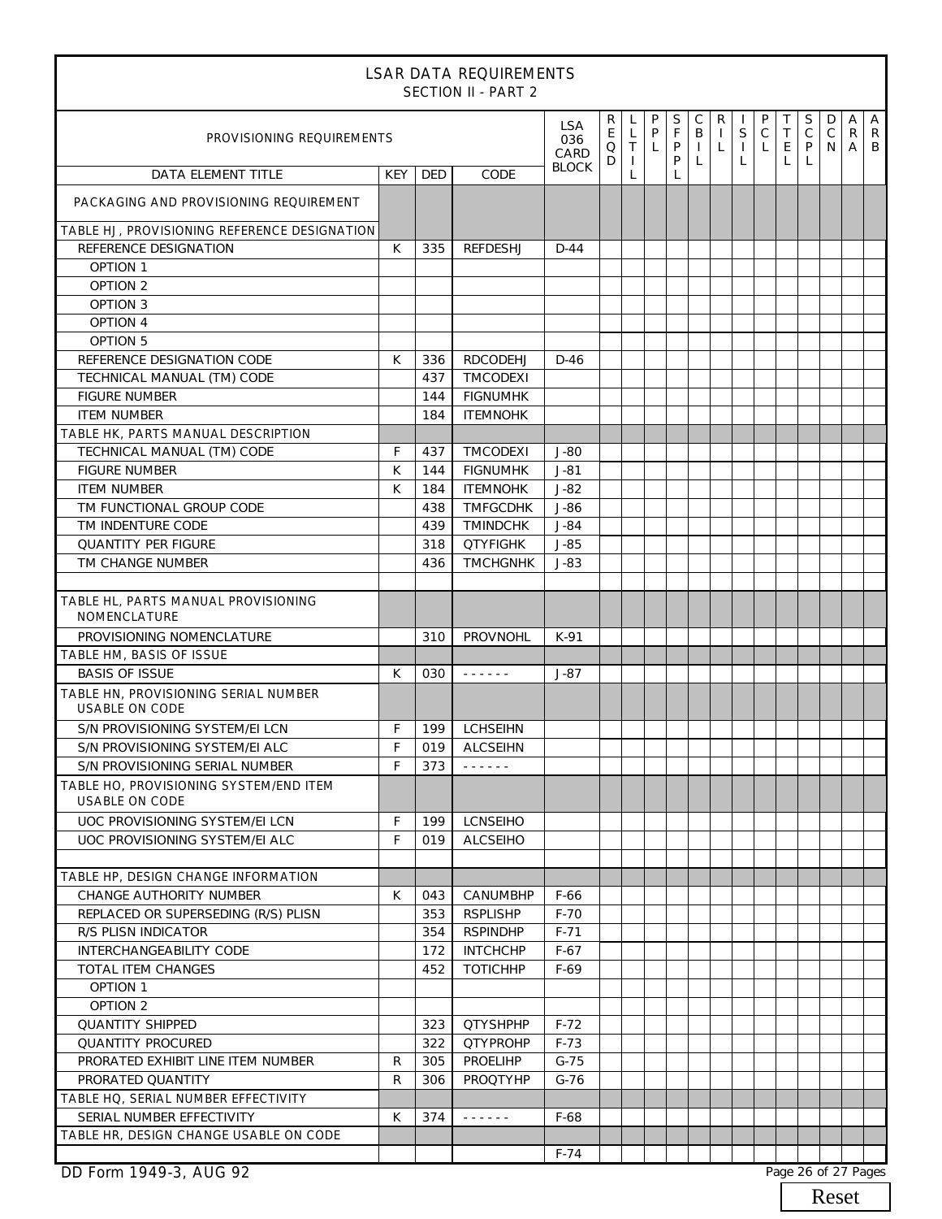# LSAR DATA REQUIREMENTS

## SECTION II - PART 2

| PROVISIONING REQUIREMENTS | | | | LSA 036 CARD BLOCK | REQD | LLTIL | PPL | SFPPL | CBIL | RIL | ISIL | PCL | TTEL | SCPL | DCN | ARA | ARB |
|---|---|---|---|---|---|---|---|---|---|---|---|---|---|---|---|---|---|
| DATA ELEMENT TITLE | KEY | DED | CODE | | | | | | | | | | | | | | |
| PACKAGING AND PROVISIONING REQUIREMENT | | | | | | | | | | | | | | | | | |
| TABLE HJ, PROVISIONING REFERENCE DESIGNATION | | | | | | | | | | | | | | | | | |
| REFERENCE DESIGNATION | K | 335 | REFDESHJ | D-44 | | | | | | | | | | | | | |
| OPTION 1 | | | | | | | | | | | | | | | | | |
| OPTION 2 | | | | | | | | | | | | | | | | | |
| OPTION 3 | | | | | | | | | | | | | | | | | |
| OPTION 4 | | | | | | | | | | | | | | | | | |
| OPTION 5 | | | | | | | | | | | | | | | | | |
| REFERENCE DESIGNATION CODE | K | 336 | RDCODEHJ | D-46 | | | | | | | | | | | | | |
| TECHNICAL MANUAL (TM) CODE | | 437 | TMCODEXI | | | | | | | | | | | | | | |
| FIGURE NUMBER | | 144 | FIGNUMHK | | | | | | | | | | | | | | |
| ITEM NUMBER | | 184 | ITEMNOHK | | | | | | | | | | | | | | |
| TABLE HK, PARTS MANUAL DESCRIPTION | | | | | | | | | | | | | | | | | |
| TECHNICAL MANUAL (TM) CODE | F | 437 | TMCODEXI | J-80 | | | | | | | | | | | | | |
| FIGURE NUMBER | K | 144 | FIGNUMHK | J-81 | | | | | | | | | | | | | |
| ITEM NUMBER | K | 184 | ITEMNOHK | J-82 | | | | | | | | | | | | | |
| TM FUNCTIONAL GROUP CODE | | 438 | TMFGCDHK | J-86 | | | | | | | | | | | | | |
| TM INDENTURE CODE | | 439 | TMINDCHK | J-84 | | | | | | | | | | | | | |
| QUANTITY PER FIGURE | | 318 | QTYFIGHK | J-85 | | | | | | | | | | | | | |
| TM CHANGE NUMBER | | 436 | TMCHGNHK | J-83 | | | | | | | | | | | | | |
| | | | | | | | | | | | | | | | | | |
| TABLE HL, PARTS MANUAL PROVISIONING NOMENCLATURE | | | | | | | | | | | | | | | | | |
| PROVISIONING NOMENCLATURE | | 310 | PROVNOHL | K-91 | | | | | | | | | | | | | |
| TABLE HM, BASIS OF ISSUE | | | | | | | | | | | | | | | | | |
| BASIS OF ISSUE | K | 030 | ------ | J-87 | | | | | | | | | | | | | |
| TABLE HN, PROVISIONING SERIAL NUMBER USABLE ON CODE | | | | | | | | | | | | | | | | | |
| S/N PROVISIONING SYSTEM/EI LCN | F | 199 | LCHSEIHN | | | | | | | | | | | | | | |
| S/N PROVISIONING SYSTEM/EI ALC | F | 019 | ALCSEIHN | | | | | | | | | | | | | | |
| S/N PROVISIONING SERIAL NUMBER | F | 373 | ------ | | | | | | | | | | | | | | |
| TABLE HO, PROVISIONING SYSTEM/END ITEM USABLE ON CODE | | | | | | | | | | | | | | | | | |
| UOC PROVISIONING SYSTEM/EI LCN | F | 199 | LCNSEIHO | | | | | | | | | | | | | | |
| UOC PROVISIONING SYSTEM/EI ALC | F | 019 | ALCSEIHO | | | | | | | | | | | | | | |
| | | | | | | | | | | | | | | | | | |
| TABLE HP, DESIGN CHANGE INFORMATION | | | | | | | | | | | | | | | | | |
| CHANGE AUTHORITY NUMBER | K | 043 | CANUMBHP | F-66 | | | | | | | | | | | | | |
| REPLACED OR SUPERSEDING (R/S) PLISN | | 353 | RSPLISHP | F-70 | | | | | | | | | | | | | |
| R/S PLISN INDICATOR | | 354 | RSPINDHP | F-71 | | | | | | | | | | | | | |
| INTERCHANGEABILITY CODE | | 172 | INTCHCHP | F-67 | | | | | | | | | | | | | |
| TOTAL ITEM CHANGES | | 452 | TOTICHHP | F-69 | | | | | | | | | | | | | |
| OPTION 1 | | | | | | | | | | | | | | | | | |
| OPTION 2 | | | | | | | | | | | | | | | | | |
| QUANTITY SHIPPED | | 323 | QTYSHPHP | F-72 | | | | | | | | | | | | | |
| QUANTITY PROCURED | | 322 | QTYPROHP | F-73 | | | | | | | | | | | | | |
| PRORATED EXHIBIT LINE ITEM NUMBER | R | 305 | PROELIHP | G-75 | | | | | | | | | | | | | |
| PRORATED QUANTITY | R | 306 | PROQTYHP | G-76 | | | | | | | | | | | | | |
| TABLE HQ, SERIAL NUMBER EFFECTIVITY | | | | | | | | | | | | | | | | | |
| SERIAL NUMBER EFFECTIVITY | K | 374 | ------ | F-68 | | | | | | | | | | | | | |
| TABLE HR, DESIGN CHANGE USABLE ON CODE | | | | | | | | | | | | | | | | | |
| | | | | F-74 | | | | | | | | | | | | | |

DD Form 1949-3, AUG 92

Reset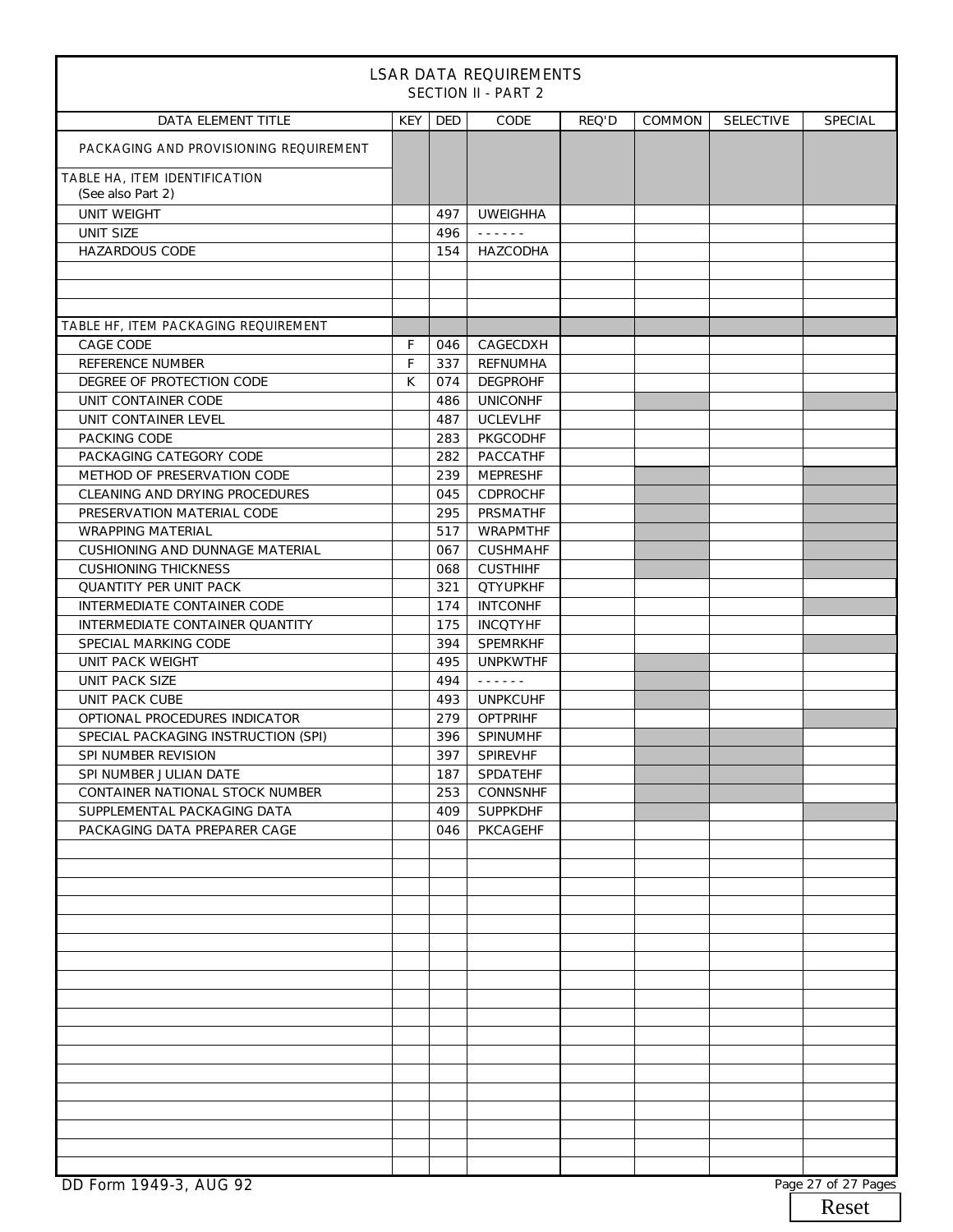# LSAR DATA REQUIREMENTS
## SECTION II - PART 2

| DATA ELEMENT TITLE | KEY | DED | CODE | REQ'D | COMMON | SELECTIVE | SPECIAL |
|---|---|---|---|---|---|---|---|
| PACKAGING AND PROVISIONING REQUIREMENT | | | | | | | |
| TABLE HA, ITEM IDENTIFICATION (See also Part 2) | | | | | | | |
| UNIT WEIGHT | | 497 | UWEIGHHA | | | | |
| UNIT SIZE | | 496 | - - - - - - | | | | |
| HAZARDOUS CODE | | 154 | HAZCODHA | | | | |
| | | | | | | | |
| | | | | | | | |
| | | | | | | | |
| TABLE HF, ITEM PACKAGING REQUIREMENT | | | | | | | |
| CAGE CODE | F | 046 | CAGECDXH | | | | |
| REFERENCE NUMBER | F | 337 | REFNUMHA | | | | |
| DEGREE OF PROTECTION CODE | K | 074 | DEGPROHF | | | | |
| UNIT CONTAINER CODE | | 486 | UNICONHF | | | | |
| UNIT CONTAINER LEVEL | | 487 | UCLEVLHF | | | | |
| PACKING CODE | | 283 | PKGCODHF | | | | |
| PACKAGING CATEGORY CODE | | 282 | PACCATHF | | | | |
| METHOD OF PRESERVATION CODE | | 239 | MEPRESHF | | | | |
| CLEANING AND DRYING PROCEDURES | | 045 | CDPROCHF | | | | |
| PRESERVATION MATERIAL CODE | | 295 | PRSMATHF | | | | |
| WRAPPING MATERIAL | | 517 | WRAPMTHF | | | | |
| CUSHIONING AND DUNNAGE MATERIAL | | 067 | CUSHMAHF | | | | |
| CUSHIONING THICKNESS | | 068 | CUSTHIHF | | | | |
| QUANTITY PER UNIT PACK | | 321 | QTYUPKHF | | | | |
| INTERMEDIATE CONTAINER CODE | | 174 | INTCONHF | | | | |
| INTERMEDIATE CONTAINER QUANTITY | | 175 | INCQTYHF | | | | |
| SPECIAL MARKING CODE | | 394 | SPEMRKHF | | | | |
| UNIT PACK WEIGHT | | 495 | UNPKWTHF | | | | |
| UNIT PACK SIZE | | 494 | - - - - - - | | | | |
| UNIT PACK CUBE | | 493 | UNPKCUHF | | | | |
| OPTIONAL PROCEDURES INDICATOR | | 279 | OPTPRIHF | | | | |
| SPECIAL PACKAGING INSTRUCTION (SPI) | | 396 | SPINUMHF | | | | |
| SPI NUMBER REVISION | | 397 | SPIREVHF | | | | |
| SPI NUMBER JULIAN DATE | | 187 | SPDATEHF | | | | |
| CONTAINER NATIONAL STOCK NUMBER | | 253 | CONNSNHF | | | | |
| SUPPLEMENTAL PACKAGING DATA | | 409 | SUPPKDHF | | | | |
| PACKAGING DATA PREPARER CAGE | | 046 | PKCAGEHF | | | | |
| | | | | | | | |
| | | | | | | | |
| | | | | | | | |
| | | | | | | | |
| | | | | | | | |
| | | | | | | | |
| | | | | | | | |
| | | | | | | | |
| | | | | | | | |
| | | | | | | | |
| | | | | | | | |
| | | | | | | | |
| | | | | | | | |
| | | | | | | | |
| | | | | | | | |
| | | | | | | | |
| | | | | | | | |

DD Form 1949-3, AUG 92

Reset